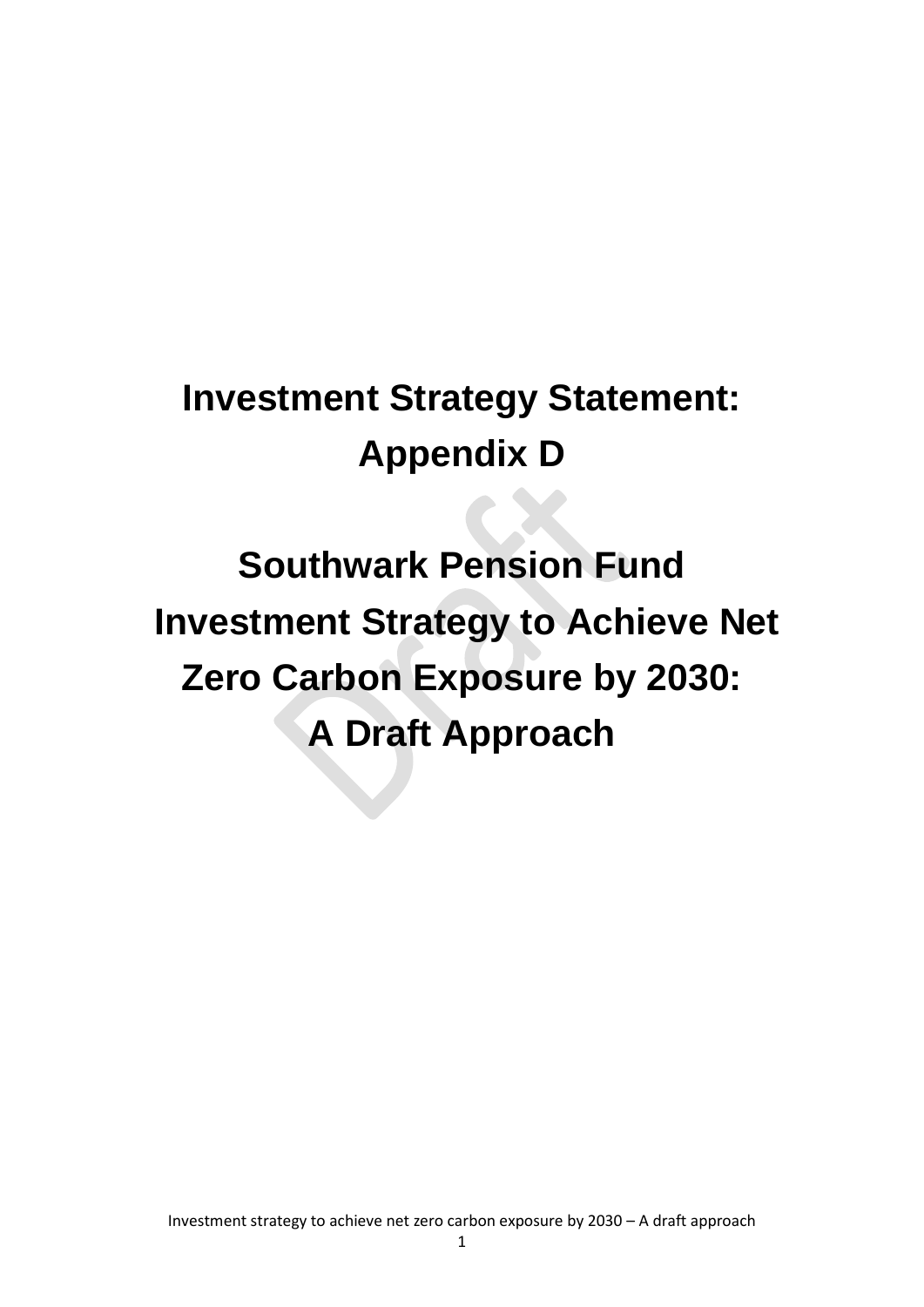# Investment Strategy Statement: Appendix D

# Southwark Pension Fund Investment Strategy to Achieve Net Zero Carbon Exposure by 2030: A Draft Approach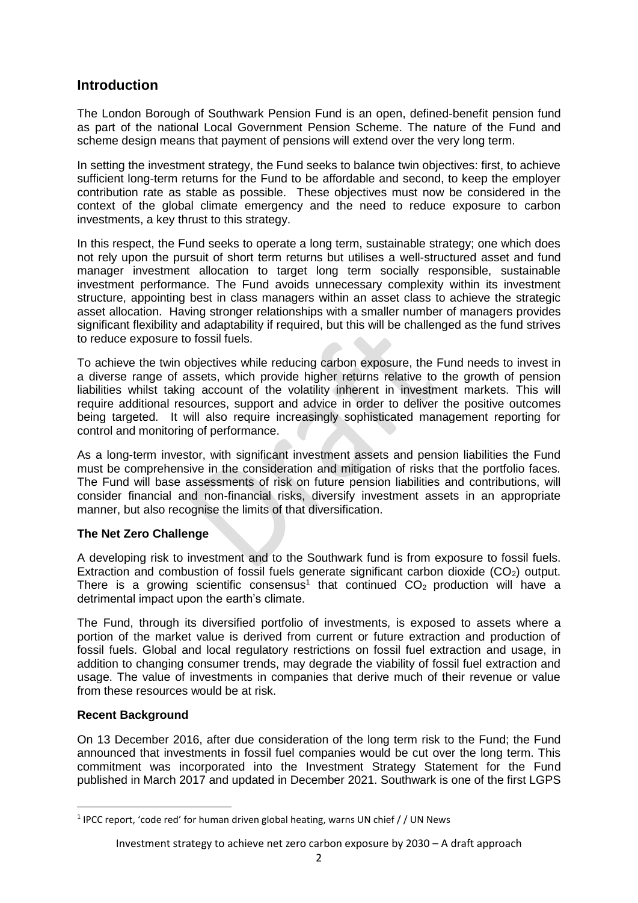## Introduction

The London Borough of Southwark Pension Fund is an open, defined-benefit pension fund as part of the national Local Government Pension Scheme. The nature of the Fund and scheme design means that payment of pensions will extend over the very long term.

In setting the investment strategy, the Fund seeks to balance twin objectives: first, to achieve sufficient long-term returns for the Fund to be affordable and second, to keep the employer contribution rate as stable as possible. These objectives must now be considered in the context of the global climate emergency and the need to reduce exposure to carbon investments, a key thrust to this strategy.

In this respect, the Fund seeks to operate a long term, sustainable strategy; one which does not rely upon the pursuit of short term returns but utilises a well-structured asset and fund manager investment allocation to target long term socially responsible, sustainable investment performance. The Fund avoids unnecessary complexity within its investment structure, appointing best in class managers within an asset class to achieve the strategic asset allocation. Having stronger relationships with a smaller number of managers provides significant flexibility and adaptability if required, but this will be challenged as the fund strives to reduce exposure to fossil fuels.

To achieve the twin objectives while reducing carbon exposure, the Fund needs to invest in a diverse range of assets, which provide higher returns relative to the growth of pension liabilities whilst taking account of the volatility inherent in investment markets. This will require additional resources, support and advice in order to deliver the positive outcomes being targeted. It will also require increasingly sophisticated management reporting for control and monitoring of performance.

As a long-term investor, with significant investment assets and pension liabilities the Fund must be comprehensive in the consideration and mitigation of risks that the portfolio faces. The Fund will base assessments of risk on future pension liabilities and contributions, will consider financial and non-financial risks, diversify investment assets in an appropriate manner, but also recognise the limits of that diversification.

### The Net Zero Challenge

A developing risk to investment and to the Southwark fund is from exposure to fossil fuels. Extraction and combustion of fossil fuels generate significant carbon dioxide ($CO_2$) output. There is a growing scientific consensus[1] that continued $CO_2$ production will have a detrimental impact upon the earth's climate.

The Fund, through its diversified portfolio of investments, is exposed to assets where a portion of the market value is derived from current or future extraction and production of fossil fuels. Global and local regulatory restrictions on fossil fuel extraction and usage, in addition to changing consumer trends, may degrade the viability of fossil fuel extraction and usage. The value of investments in companies that derive much of their revenue or value from these resources would be at risk.

### Recent Background

On 13 December 2016, after due consideration of the long term risk to the Fund; the Fund announced that investments in fossil fuel companies would be cut over the long term. This commitment was incorporated into the Investment Strategy Statement for the Fund published in March 2017 and updated in December 2021. Southwark is one of the first LGPS

[1] IPCC report, 'code red' for human driven global heating, warns UN chief / / UN News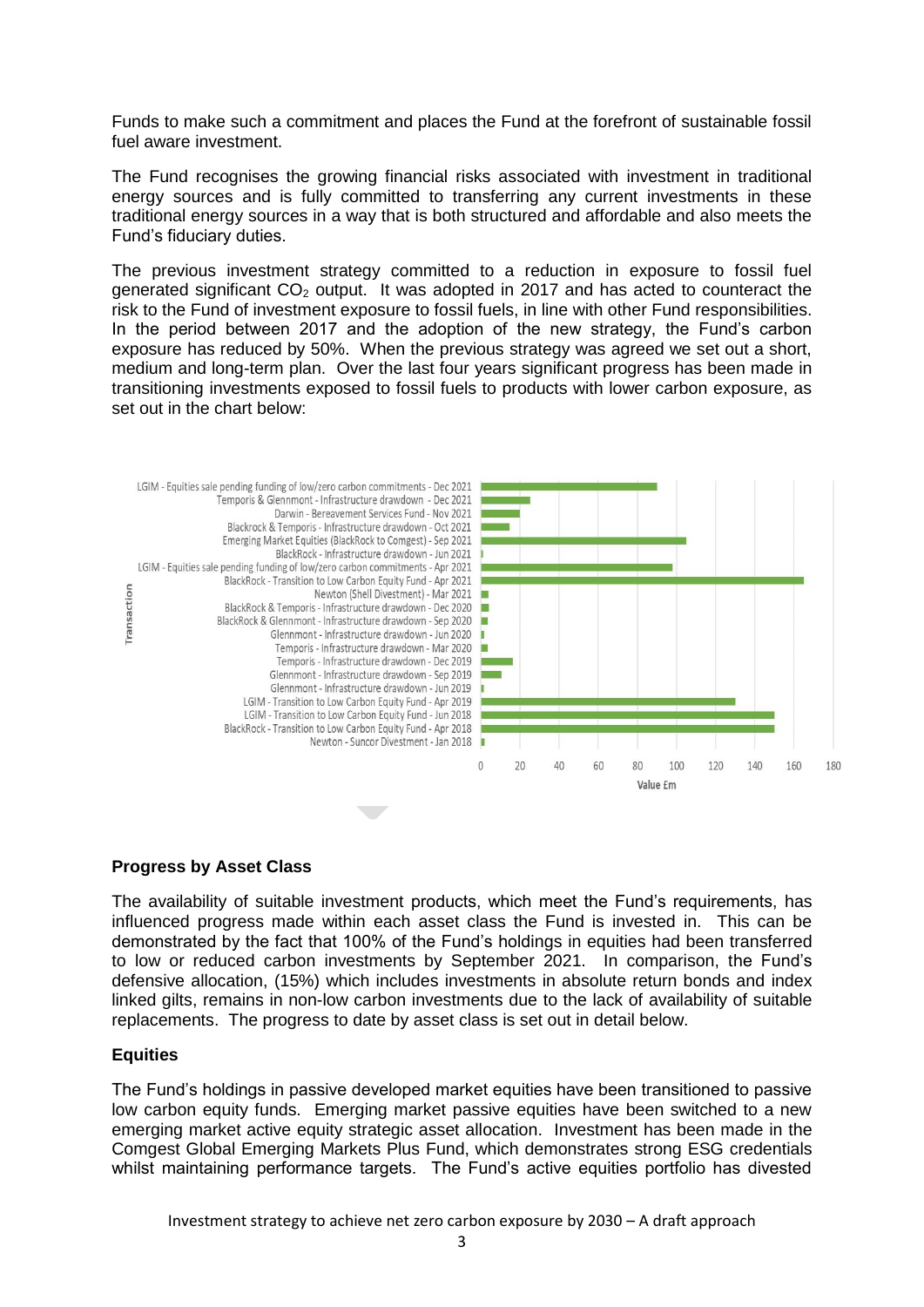Funds to make such a commitment and places the Fund at the forefront of sustainable fossil fuel aware investment.

The Fund recognises the growing financial risks associated with investment in traditional energy sources and is fully committed to transferring any current investments in these traditional energy sources in a way that is both structured and affordable and also meets the Fund's fiduciary duties.

The previous investment strategy committed to a reduction in exposure to fossil fuel generated significant $CO_2$ output. It was adopted in 2017 and has acted to counteract the risk to the Fund of investment exposure to fossil fuels, in line with other Fund responsibilities. In the period between 2017 and the adoption of the new strategy, the Fund's carbon exposure has reduced by 50%. When the previous strategy was agreed we set out a short, medium and long-term plan. Over the last four years significant progress has been made in transitioning investments exposed to fossil fuels to products with lower carbon exposure, as set out in the chart below:

Transaction (Value £m, axis 0–180):

- LGIM - Equities sale pending funding of low/zero carbon commitments - Dec 2021
- Temporis & Glennmont - Infrastructure drawdown - Dec 2021
- Darwin - Bereavement Services Fund - Nov 2021
- Blackrock & Temporis - Infrastructure drawdown - Oct 2021
- Emerging Market Equities (BlackRock to Comgest) - Sep 2021
- BlackRock - Infrastructure drawdown - Jun 2021
- LGIM - Equities sale pending funding of low/zero carbon commitments - Apr 2021
- BlackRock - Transition to Low Carbon Equity Fund - Apr 2021
- Newton (Shell Divestment) - Mar 2021
- BlackRock & Temporis - Infrastructure drawdown - Dec 2020
- BlackRock & Glennmont - Infrastructure drawdown - Sep 2020
- Glennmont - Infrastructure drawdown - Jun 2020
- Temporis - Infrastructure drawdown - Mar 2020
- Temporis - Infrastructure drawdown - Dec 2019
- Glennmont - Infrastructure drawdown - Sep 2019
- Glennmont - Infrastructure drawdown - Jun 2019
- LGIM - Transition to Low Carbon Equity Fund - Apr 2019
- LGIM - Transition to Low Carbon Equity Fund - Jun 2018
- BlackRock - Transition to Low Carbon Equity Fund - Apr 2018
- Newton - Suncor Divestment - Jan 2018

## Progress by Asset Class

The availability of suitable investment products, which meet the Fund's requirements, has influenced progress made within each asset class the Fund is invested in. This can be demonstrated by the fact that 100% of the Fund's holdings in equities had been transferred to low or reduced carbon investments by September 2021. In comparison, the Fund's defensive allocation, (15%) which includes investments in absolute return bonds and index linked gilts, remains in non-low carbon investments due to the lack of availability of suitable replacements. The progress to date by asset class is set out in detail below.

### Equities

The Fund's holdings in passive developed market equities have been transitioned to passive low carbon equity funds. Emerging market passive equities have been switched to a new emerging market active equity strategic asset allocation. Investment has been made in the Comgest Global Emerging Markets Plus Fund, which demonstrates strong ESG credentials whilst maintaining performance targets. The Fund's active equities portfolio has divested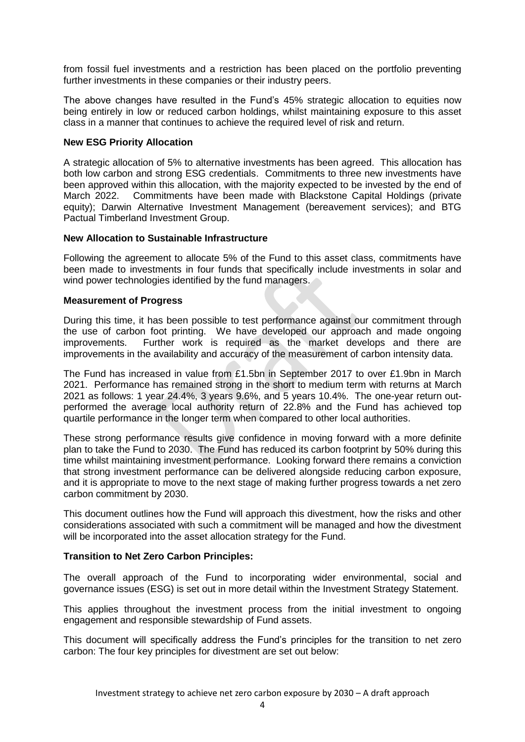from fossil fuel investments and a restriction has been placed on the portfolio preventing further investments in these companies or their industry peers.

The above changes have resulted in the Fund's 45% strategic allocation to equities now being entirely in low or reduced carbon holdings, whilst maintaining exposure to this asset class in a manner that continues to achieve the required level of risk and return.

**New ESG Priority Allocation**

A strategic allocation of 5% to alternative investments has been agreed. This allocation has both low carbon and strong ESG credentials. Commitments to three new investments have been approved within this allocation, with the majority expected to be invested by the end of March 2022. Commitments have been made with Blackstone Capital Holdings (private equity); Darwin Alternative Investment Management (bereavement services); and BTG Pactual Timberland Investment Group.

**New Allocation to Sustainable Infrastructure**

Following the agreement to allocate 5% of the Fund to this asset class, commitments have been made to investments in four funds that specifically include investments in solar and wind power technologies identified by the fund managers.

**Measurement of Progress**

During this time, it has been possible to test performance against our commitment through the use of carbon foot printing. We have developed our approach and made ongoing improvements. Further work is required as the market develops and there are improvements in the availability and accuracy of the measurement of carbon intensity data.

The Fund has increased in value from £1.5bn in September 2017 to over £1.9bn in March 2021. Performance has remained strong in the short to medium term with returns at March 2021 as follows: 1 year 24.4%, 3 years 9.6%, and 5 years 10.4%. The one-year return out-performed the average local authority return of 22.8% and the Fund has achieved top quartile performance in the longer term when compared to other local authorities.

These strong performance results give confidence in moving forward with a more definite plan to take the Fund to 2030. The Fund has reduced its carbon footprint by 50% during this time whilst maintaining investment performance. Looking forward there remains a conviction that strong investment performance can be delivered alongside reducing carbon exposure, and it is appropriate to move to the next stage of making further progress towards a net zero carbon commitment by 2030.

This document outlines how the Fund will approach this divestment, how the risks and other considerations associated with such a commitment will be managed and how the divestment will be incorporated into the asset allocation strategy for the Fund.

**Transition to Net Zero Carbon Principles:**

The overall approach of the Fund to incorporating wider environmental, social and governance issues (ESG) is set out in more detail within the Investment Strategy Statement.

This applies throughout the investment process from the initial investment to ongoing engagement and responsible stewardship of Fund assets.

This document will specifically address the Fund's principles for the transition to net zero carbon: The four key principles for divestment are set out below: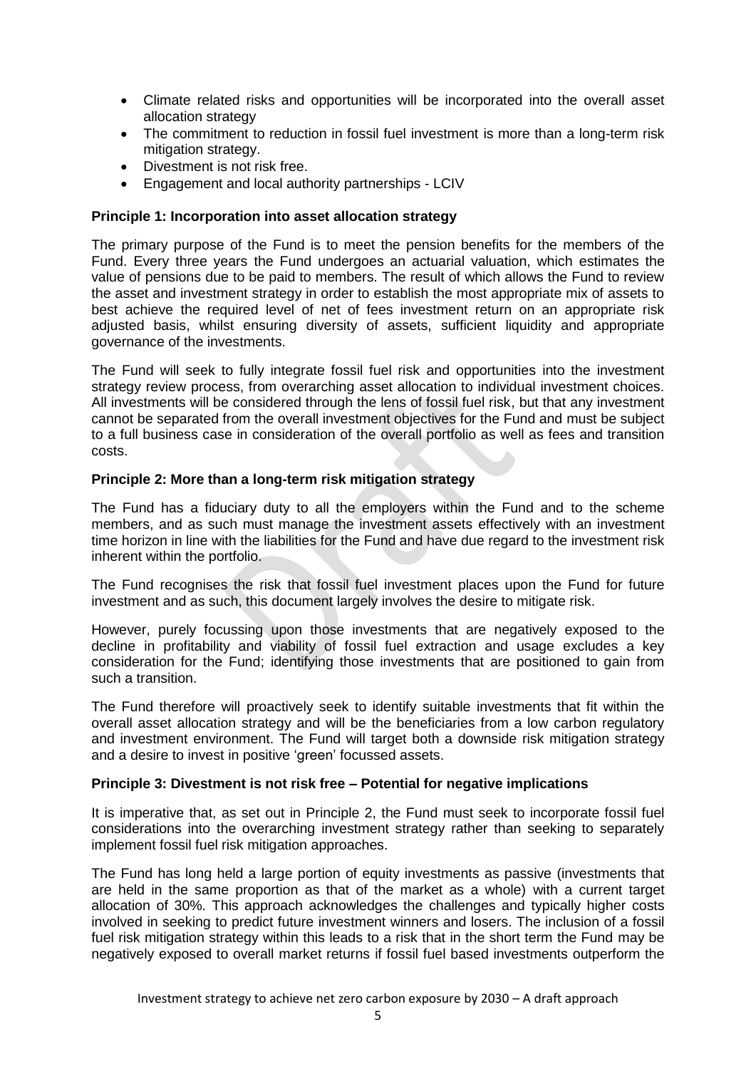- Climate related risks and opportunities will be incorporated into the overall asset allocation strategy
- The commitment to reduction in fossil fuel investment is more than a long-term risk mitigation strategy.
- Divestment is not risk free.
- Engagement and local authority partnerships - LCIV

**Principle 1: Incorporation into asset allocation strategy**

The primary purpose of the Fund is to meet the pension benefits for the members of the Fund. Every three years the Fund undergoes an actuarial valuation, which estimates the value of pensions due to be paid to members. The result of which allows the Fund to review the asset and investment strategy in order to establish the most appropriate mix of assets to best achieve the required level of net of fees investment return on an appropriate risk adjusted basis, whilst ensuring diversity of assets, sufficient liquidity and appropriate governance of the investments.

The Fund will seek to fully integrate fossil fuel risk and opportunities into the investment strategy review process, from overarching asset allocation to individual investment choices. All investments will be considered through the lens of fossil fuel risk, but that any investment cannot be separated from the overall investment objectives for the Fund and must be subject to a full business case in consideration of the overall portfolio as well as fees and transition costs.

**Principle 2: More than a long-term risk mitigation strategy**

The Fund has a fiduciary duty to all the employers within the Fund and to the scheme members, and as such must manage the investment assets effectively with an investment time horizon in line with the liabilities for the Fund and have due regard to the investment risk inherent within the portfolio.

The Fund recognises the risk that fossil fuel investment places upon the Fund for future investment and as such, this document largely involves the desire to mitigate risk.

However, purely focussing upon those investments that are negatively exposed to the decline in profitability and viability of fossil fuel extraction and usage excludes a key consideration for the Fund; identifying those investments that are positioned to gain from such a transition.

The Fund therefore will proactively seek to identify suitable investments that fit within the overall asset allocation strategy and will be the beneficiaries from a low carbon regulatory and investment environment. The Fund will target both a downside risk mitigation strategy and a desire to invest in positive 'green' focussed assets.

**Principle 3: Divestment is not risk free – Potential for negative implications**

It is imperative that, as set out in Principle 2, the Fund must seek to incorporate fossil fuel considerations into the overarching investment strategy rather than seeking to separately implement fossil fuel risk mitigation approaches.

The Fund has long held a large portion of equity investments as passive (investments that are held in the same proportion as that of the market as a whole) with a current target allocation of 30%. This approach acknowledges the challenges and typically higher costs involved in seeking to predict future investment winners and losers. The inclusion of a fossil fuel risk mitigation strategy within this leads to a risk that in the short term the Fund may be negatively exposed to overall market returns if fossil fuel based investments outperform the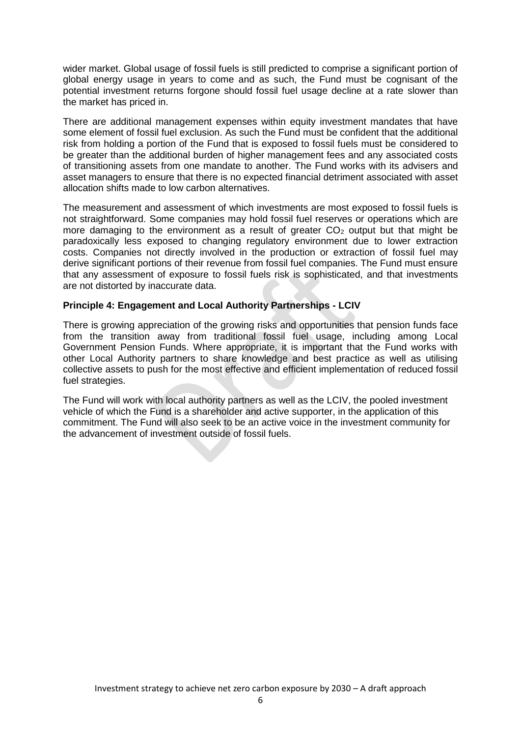wider market. Global usage of fossil fuels is still predicted to comprise a significant portion of global energy usage in years to come and as such, the Fund must be cognisant of the potential investment returns forgone should fossil fuel usage decline at a rate slower than the market has priced in.

There are additional management expenses within equity investment mandates that have some element of fossil fuel exclusion. As such the Fund must be confident that the additional risk from holding a portion of the Fund that is exposed to fossil fuels must be considered to be greater than the additional burden of higher management fees and any associated costs of transitioning assets from one mandate to another. The Fund works with its advisers and asset managers to ensure that there is no expected financial detriment associated with asset allocation shifts made to low carbon alternatives.

The measurement and assessment of which investments are most exposed to fossil fuels is not straightforward. Some companies may hold fossil fuel reserves or operations which are more damaging to the environment as a result of greater $CO_2$ output but that might be paradoxically less exposed to changing regulatory environment due to lower extraction costs. Companies not directly involved in the production or extraction of fossil fuel may derive significant portions of their revenue from fossil fuel companies. The Fund must ensure that any assessment of exposure to fossil fuels risk is sophisticated, and that investments are not distorted by inaccurate data.

**Principle 4: Engagement and Local Authority Partnerships - LCIV**

There is growing appreciation of the growing risks and opportunities that pension funds face from the transition away from traditional fossil fuel usage, including among Local Government Pension Funds. Where appropriate, it is important that the Fund works with other Local Authority partners to share knowledge and best practice as well as utilising collective assets to push for the most effective and efficient implementation of reduced fossil fuel strategies.

The Fund will work with local authority partners as well as the LCIV, the pooled investment vehicle of which the Fund is a shareholder and active supporter, in the application of this commitment. The Fund will also seek to be an active voice in the investment community for the advancement of investment outside of fossil fuels.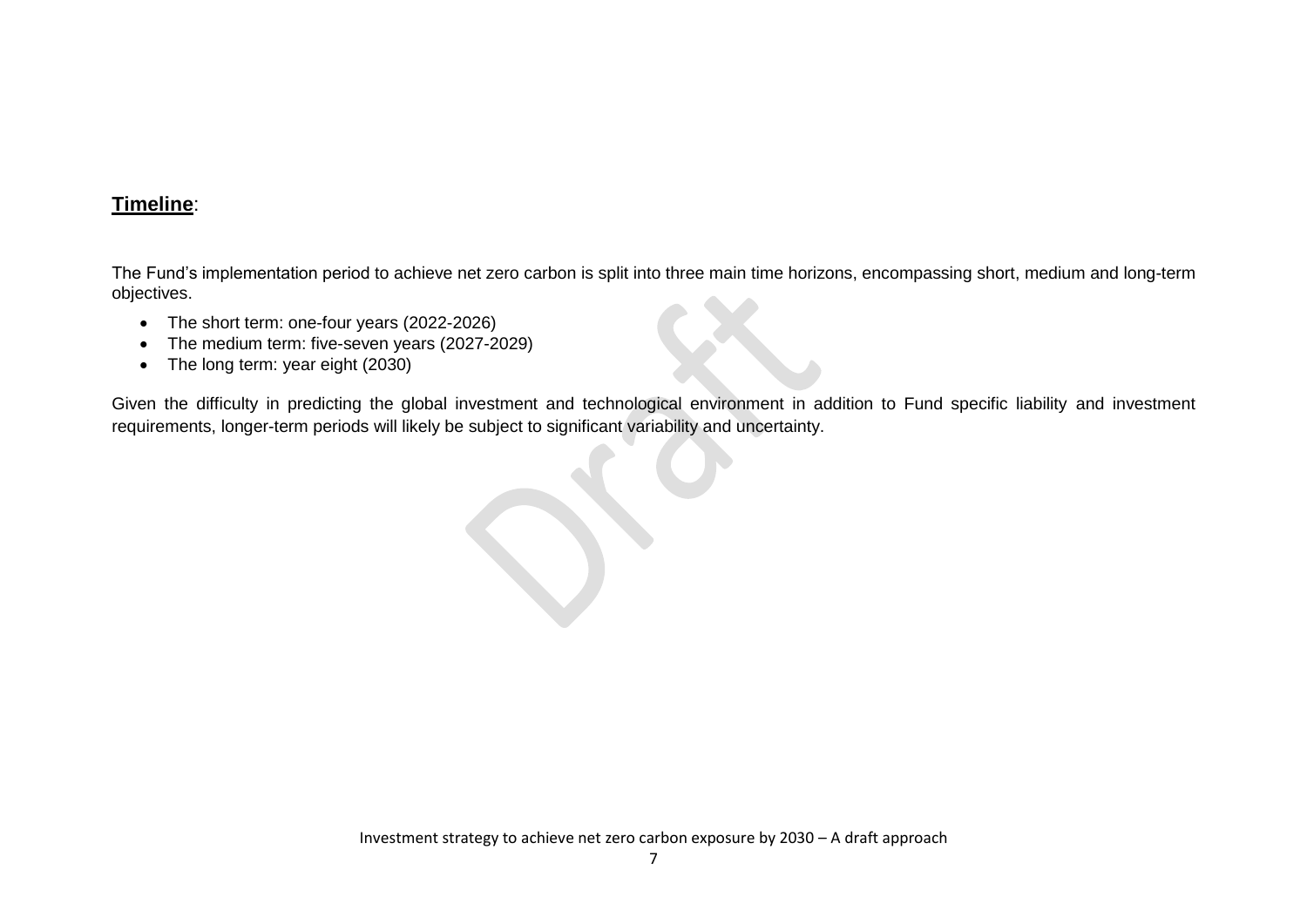**Timeline**:

The Fund’s implementation period to achieve net zero carbon is split into three main time horizons, encompassing short, medium and long-term objectives.

- The short term: one-four years (2022-2026)
- The medium term: five-seven years (2027-2029)
- The long term: year eight (2030)

Given the difficulty in predicting the global investment and technological environment in addition to Fund specific liability and investment requirements, longer-term periods will likely be subject to significant variability and uncertainty.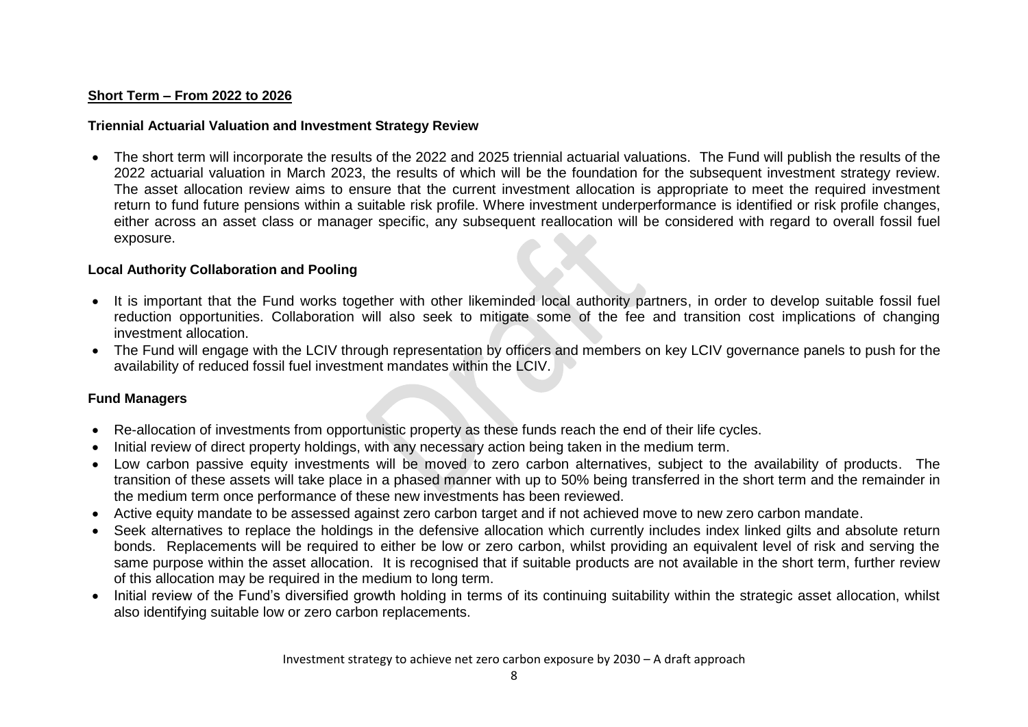## Short Term – From 2022 to 2026

### Triennial Actuarial Valuation and Investment Strategy Review

- The short term will incorporate the results of the 2022 and 2025 triennial actuarial valuations. The Fund will publish the results of the 2022 actuarial valuation in March 2023, the results of which will be the foundation for the subsequent investment strategy review. The asset allocation review aims to ensure that the current investment allocation is appropriate to meet the required investment return to fund future pensions within a suitable risk profile. Where investment underperformance is identified or risk profile changes, either across an asset class or manager specific, any subsequent reallocation will be considered with regard to overall fossil fuel exposure.

### Local Authority Collaboration and Pooling

- It is important that the Fund works together with other likeminded local authority partners, in order to develop suitable fossil fuel reduction opportunities. Collaboration will also seek to mitigate some of the fee and transition cost implications of changing investment allocation.
- The Fund will engage with the LCIV through representation by officers and members on key LCIV governance panels to push for the availability of reduced fossil fuel investment mandates within the LCIV.

### Fund Managers

- Re-allocation of investments from opportunistic property as these funds reach the end of their life cycles.
- Initial review of direct property holdings, with any necessary action being taken in the medium term.
- Low carbon passive equity investments will be moved to zero carbon alternatives, subject to the availability of products. The transition of these assets will take place in a phased manner with up to 50% being transferred in the short term and the remainder in the medium term once performance of these new investments has been reviewed.
- Active equity mandate to be assessed against zero carbon target and if not achieved move to new zero carbon mandate.
- Seek alternatives to replace the holdings in the defensive allocation which currently includes index linked gilts and absolute return bonds. Replacements will be required to either be low or zero carbon, whilst providing an equivalent level of risk and serving the same purpose within the asset allocation. It is recognised that if suitable products are not available in the short term, further review of this allocation may be required in the medium to long term.
- Initial review of the Fund's diversified growth holding in terms of its continuing suitability within the strategic asset allocation, whilst also identifying suitable low or zero carbon replacements.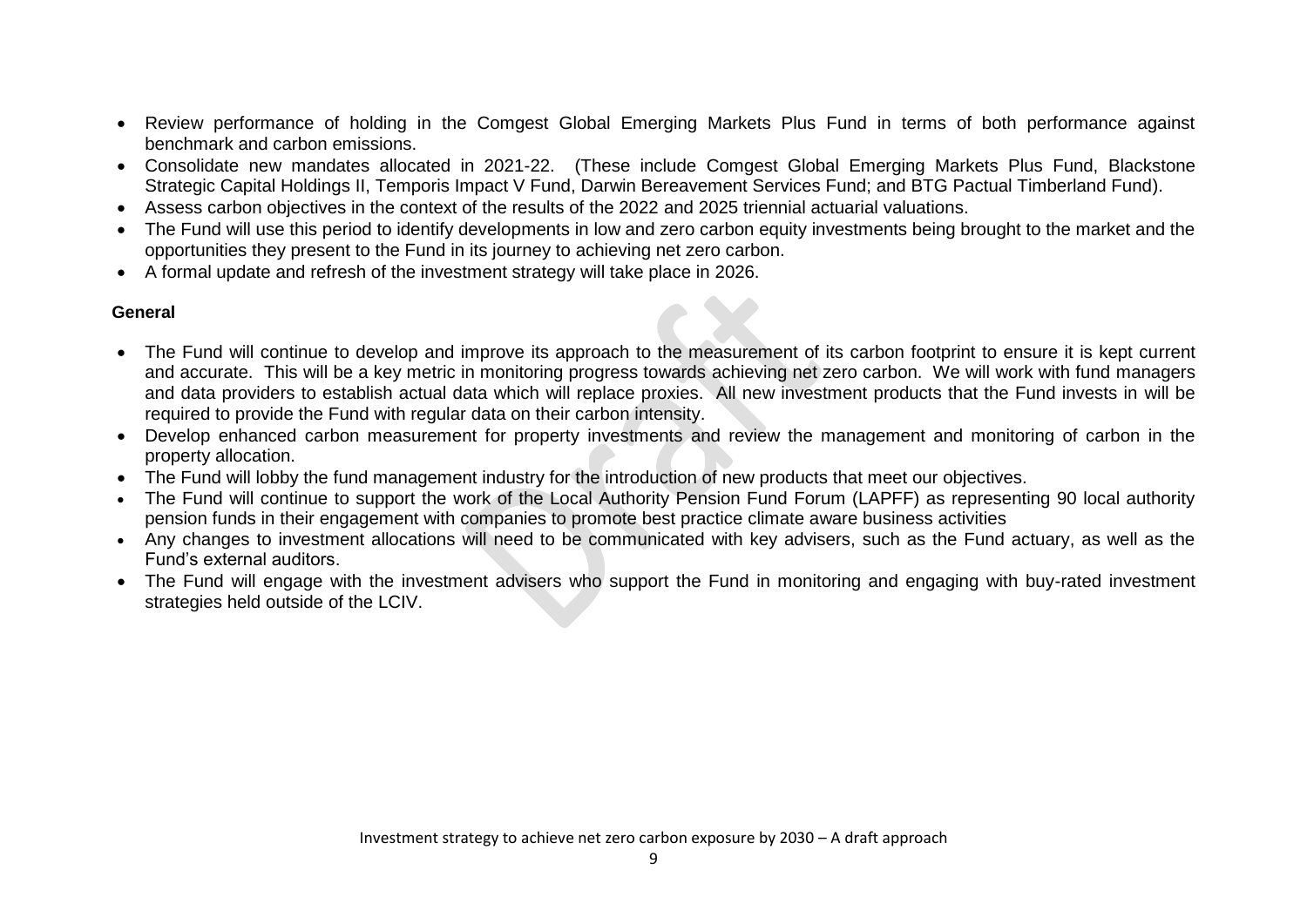- Review performance of holding in the Comgest Global Emerging Markets Plus Fund in terms of both performance against benchmark and carbon emissions.
- Consolidate new mandates allocated in 2021-22. (These include Comgest Global Emerging Markets Plus Fund, Blackstone Strategic Capital Holdings II, Temporis Impact V Fund, Darwin Bereavement Services Fund; and BTG Pactual Timberland Fund).
- Assess carbon objectives in the context of the results of the 2022 and 2025 triennial actuarial valuations.
- The Fund will use this period to identify developments in low and zero carbon equity investments being brought to the market and the opportunities they present to the Fund in its journey to achieving net zero carbon.
- A formal update and refresh of the investment strategy will take place in 2026.

**General**

- The Fund will continue to develop and improve its approach to the measurement of its carbon footprint to ensure it is kept current and accurate. This will be a key metric in monitoring progress towards achieving net zero carbon. We will work with fund managers and data providers to establish actual data which will replace proxies. All new investment products that the Fund invests in will be required to provide the Fund with regular data on their carbon intensity.
- Develop enhanced carbon measurement for property investments and review the management and monitoring of carbon in the property allocation.
- The Fund will lobby the fund management industry for the introduction of new products that meet our objectives.
- The Fund will continue to support the work of the Local Authority Pension Fund Forum (LAPFF) as representing 90 local authority pension funds in their engagement with companies to promote best practice climate aware business activities
- Any changes to investment allocations will need to be communicated with key advisers, such as the Fund actuary, as well as the Fund's external auditors.
- The Fund will engage with the investment advisers who support the Fund in monitoring and engaging with buy-rated investment strategies held outside of the LCIV.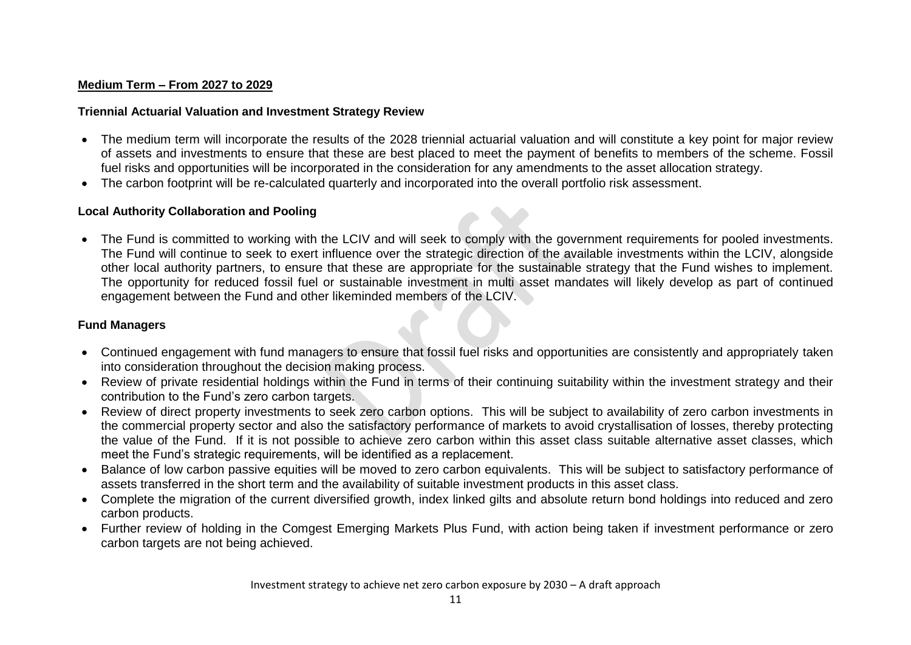**Medium Term – From 2027 to 2029**

**Triennial Actuarial Valuation and Investment Strategy Review**

- The medium term will incorporate the results of the 2028 triennial actuarial valuation and will constitute a key point for major review of assets and investments to ensure that these are best placed to meet the payment of benefits to members of the scheme. Fossil fuel risks and opportunities will be incorporated in the consideration for any amendments to the asset allocation strategy.
- The carbon footprint will be re-calculated quarterly and incorporated into the overall portfolio risk assessment.

**Local Authority Collaboration and Pooling**

- The Fund is committed to working with the LCIV and will seek to comply with the government requirements for pooled investments. The Fund will continue to seek to exert influence over the strategic direction of the available investments within the LCIV, alongside other local authority partners, to ensure that these are appropriate for the sustainable strategy that the Fund wishes to implement. The opportunity for reduced fossil fuel or sustainable investment in multi asset mandates will likely develop as part of continued engagement between the Fund and other likeminded members of the LCIV.

**Fund Managers**

- Continued engagement with fund managers to ensure that fossil fuel risks and opportunities are consistently and appropriately taken into consideration throughout the decision making process.
- Review of private residential holdings within the Fund in terms of their continuing suitability within the investment strategy and their contribution to the Fund's zero carbon targets.
- Review of direct property investments to seek zero carbon options. This will be subject to availability of zero carbon investments in the commercial property sector and also the satisfactory performance of markets to avoid crystallisation of losses, thereby protecting the value of the Fund. If it is not possible to achieve zero carbon within this asset class suitable alternative asset classes, which meet the Fund's strategic requirements, will be identified as a replacement.
- Balance of low carbon passive equities will be moved to zero carbon equivalents. This will be subject to satisfactory performance of assets transferred in the short term and the availability of suitable investment products in this asset class.
- Complete the migration of the current diversified growth, index linked gilts and absolute return bond holdings into reduced and zero carbon products.
- Further review of holding in the Comgest Emerging Markets Plus Fund, with action being taken if investment performance or zero carbon targets are not being achieved.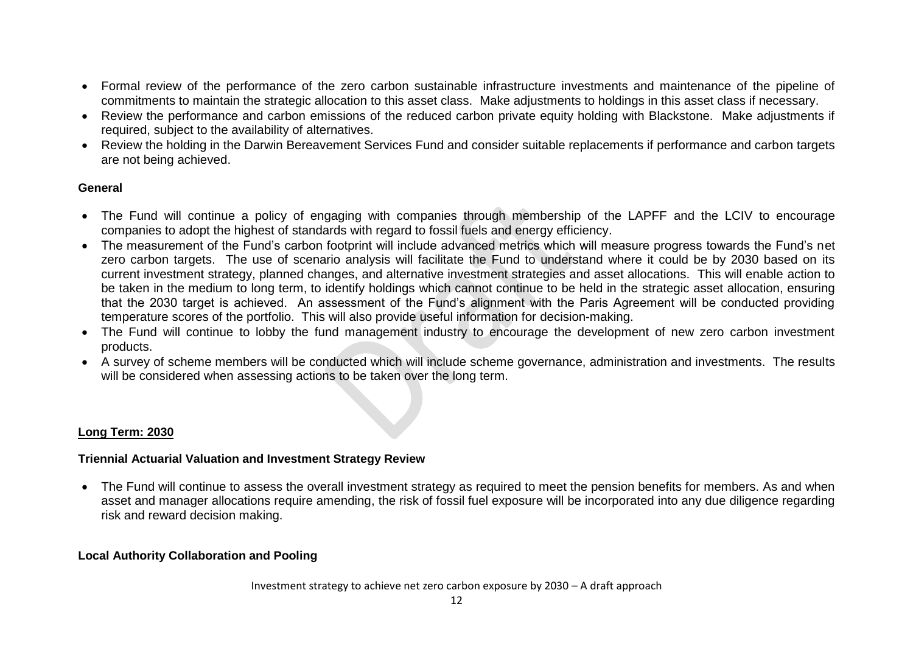- Formal review of the performance of the zero carbon sustainable infrastructure investments and maintenance of the pipeline of commitments to maintain the strategic allocation to this asset class. Make adjustments to holdings in this asset class if necessary.
- Review the performance and carbon emissions of the reduced carbon private equity holding with Blackstone. Make adjustments if required, subject to the availability of alternatives.
- Review the holding in the Darwin Bereavement Services Fund and consider suitable replacements if performance and carbon targets are not being achieved.

**General**

- The Fund will continue a policy of engaging with companies through membership of the LAPFF and the LCIV to encourage companies to adopt the highest of standards with regard to fossil fuels and energy efficiency.
- The measurement of the Fund's carbon footprint will include advanced metrics which will measure progress towards the Fund's net zero carbon targets. The use of scenario analysis will facilitate the Fund to understand where it could be by 2030 based on its current investment strategy, planned changes, and alternative investment strategies and asset allocations. This will enable action to be taken in the medium to long term, to identify holdings which cannot continue to be held in the strategic asset allocation, ensuring that the 2030 target is achieved. An assessment of the Fund's alignment with the Paris Agreement will be conducted providing temperature scores of the portfolio. This will also provide useful information for decision-making.
- The Fund will continue to lobby the fund management industry to encourage the development of new zero carbon investment products.
- A survey of scheme members will be conducted which will include scheme governance, administration and investments. The results will be considered when assessing actions to be taken over the long term.

## Long Term: 2030

**Triennial Actuarial Valuation and Investment Strategy Review**

- The Fund will continue to assess the overall investment strategy as required to meet the pension benefits for members. As and when asset and manager allocations require amending, the risk of fossil fuel exposure will be incorporated into any due diligence regarding risk and reward decision making.

**Local Authority Collaboration and Pooling**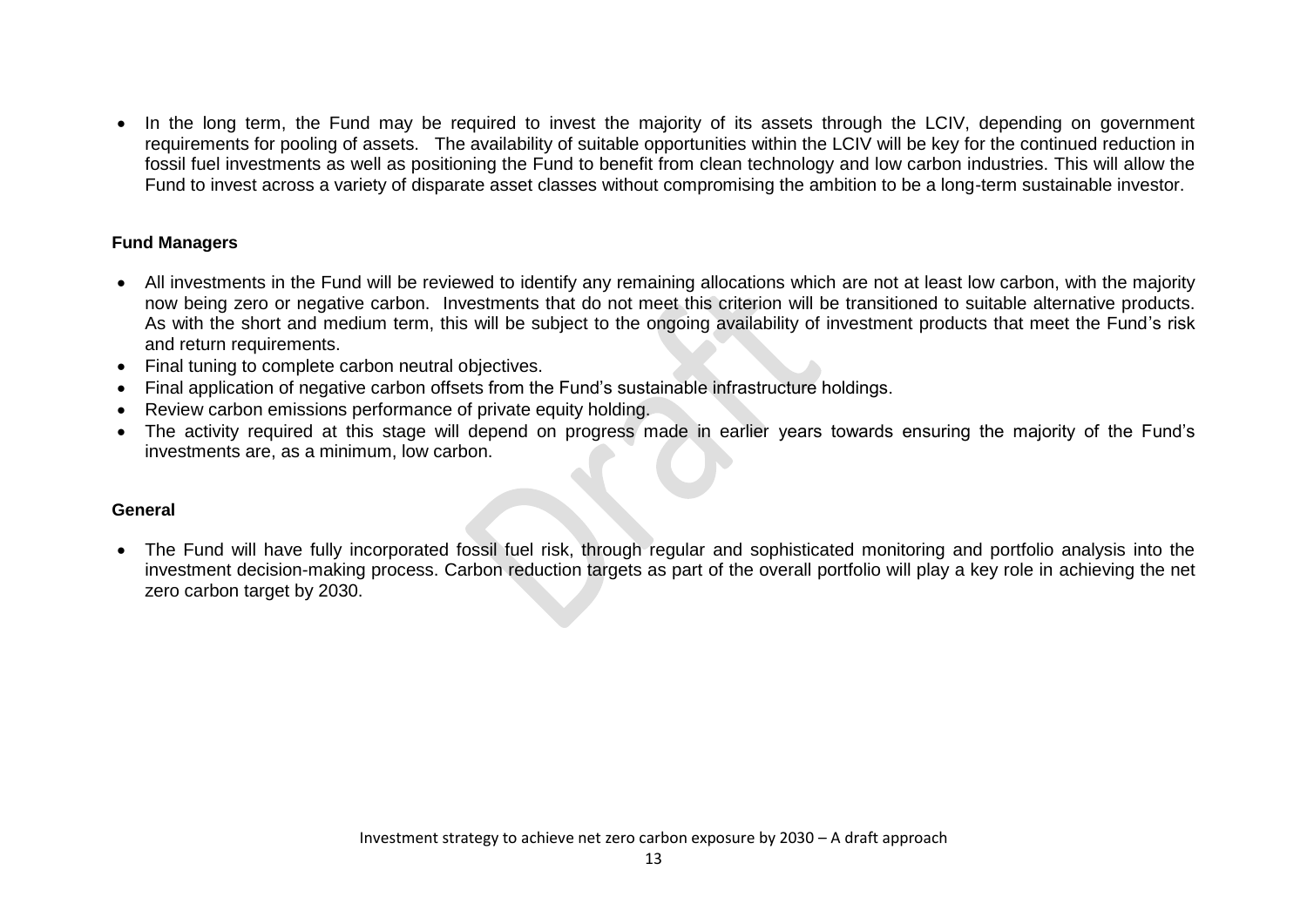- In the long term, the Fund may be required to invest the majority of its assets through the LCIV, depending on government requirements for pooling of assets. The availability of suitable opportunities within the LCIV will be key for the continued reduction in fossil fuel investments as well as positioning the Fund to benefit from clean technology and low carbon industries. This will allow the Fund to invest across a variety of disparate asset classes without compromising the ambition to be a long-term sustainable investor.

**Fund Managers**

- All investments in the Fund will be reviewed to identify any remaining allocations which are not at least low carbon, with the majority now being zero or negative carbon. Investments that do not meet this criterion will be transitioned to suitable alternative products. As with the short and medium term, this will be subject to the ongoing availability of investment products that meet the Fund's risk and return requirements.
- Final tuning to complete carbon neutral objectives.
- Final application of negative carbon offsets from the Fund's sustainable infrastructure holdings.
- Review carbon emissions performance of private equity holding.
- The activity required at this stage will depend on progress made in earlier years towards ensuring the majority of the Fund's investments are, as a minimum, low carbon.

**General**

- The Fund will have fully incorporated fossil fuel risk, through regular and sophisticated monitoring and portfolio analysis into the investment decision-making process. Carbon reduction targets as part of the overall portfolio will play a key role in achieving the net zero carbon target by 2030.